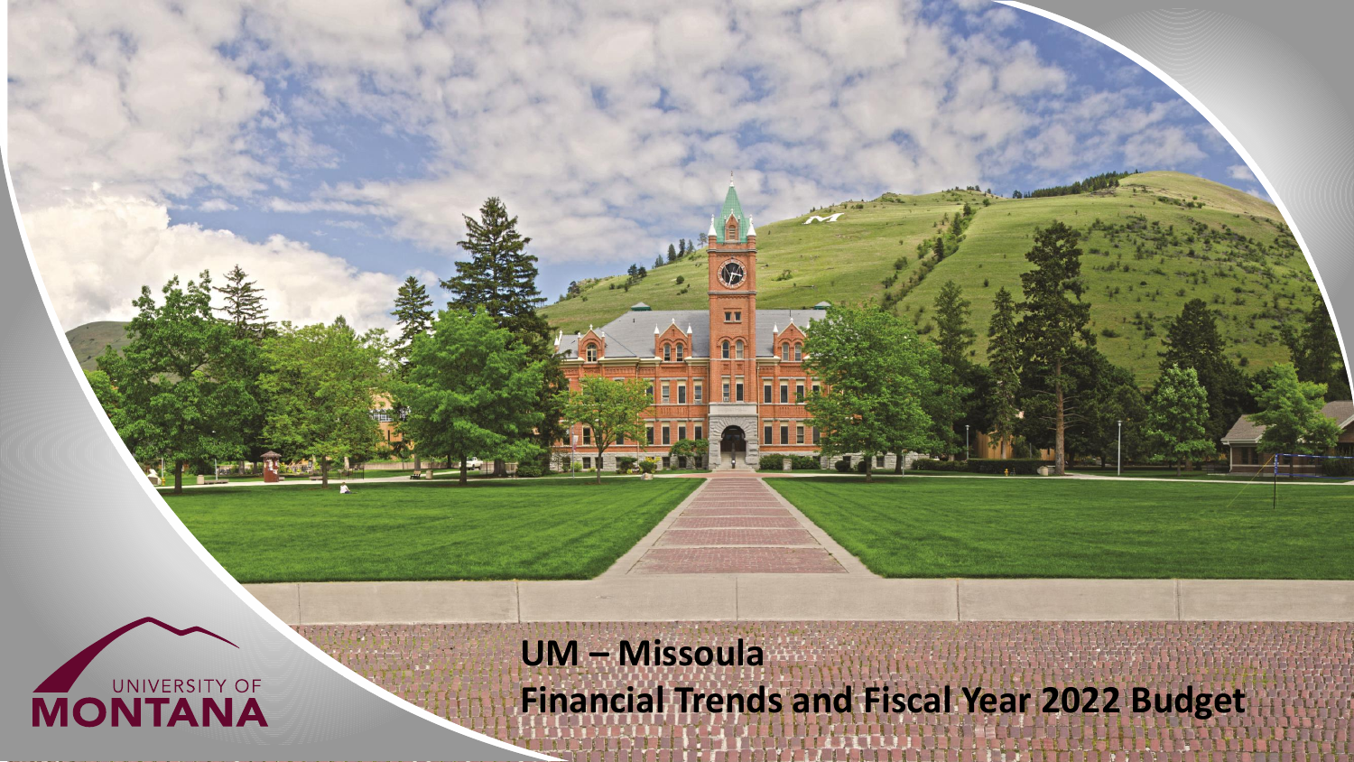UNIVERSITY OF MONTANA

# UM – Missoula
# Financial Trends and Fiscal Year 2022 Budget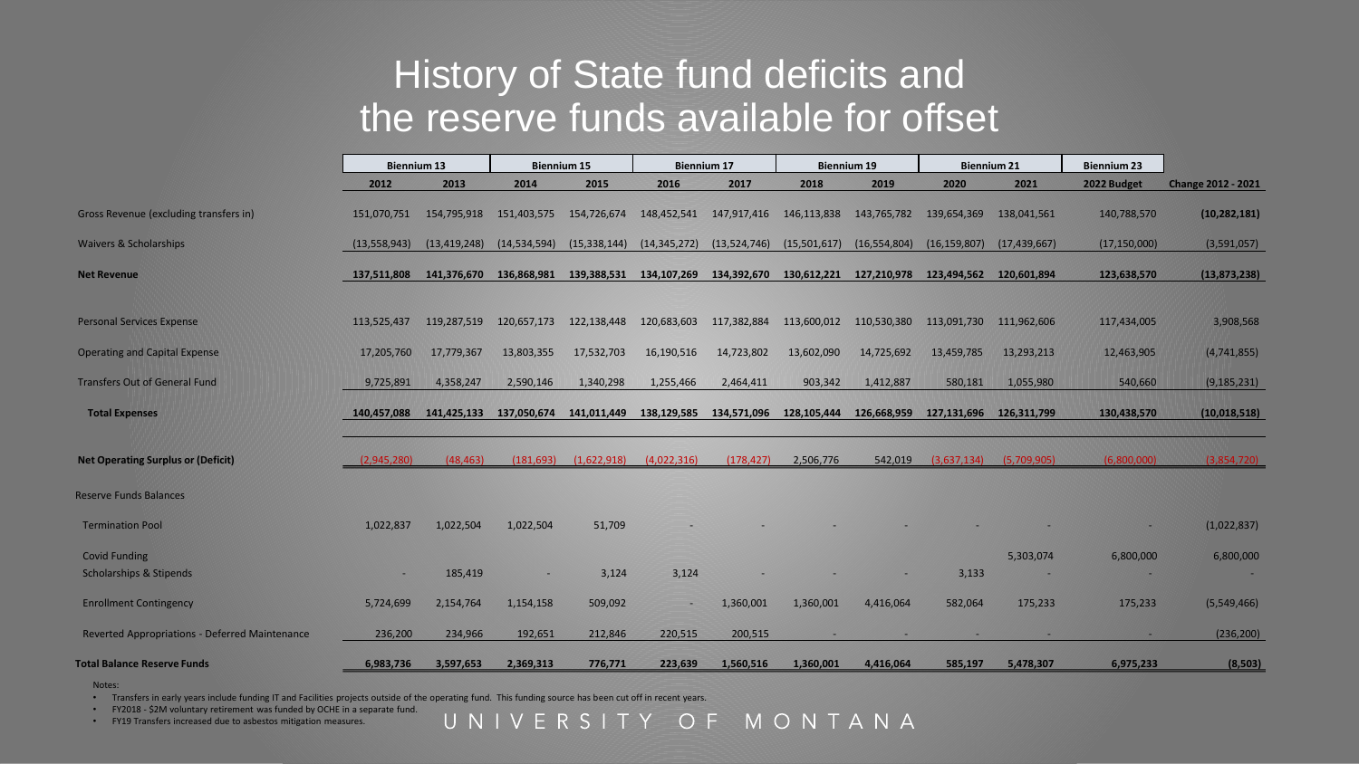# History of State fund deficits and the reserve funds available for offset

| | Biennium 13 | | Biennium 15 | | Biennium 17 | | Biennium 19 | | Biennium 21 | | Biennium 23 | |
|---|---|---|---|---|---|---|---|---|---|---|---|---|
| | 2012 | 2013 | 2014 | 2015 | 2016 | 2017 | 2018 | 2019 | 2020 | 2021 | 2022 Budget | Change 2012 - 2021 |
| Gross Revenue (excluding transfers in) | 151,070,751 | 154,795,918 | 151,403,575 | 154,726,674 | 148,452,541 | 147,917,416 | 146,113,838 | 143,765,782 | 139,654,369 | 138,041,561 | 140,788,570 | **(10,282,181)** |
| Waivers & Scholarships | (13,558,943) | (13,419,248) | (14,534,594) | (15,338,144) | (14,345,272) | (13,524,746) | (15,501,617) | (16,554,804) | (16,159,807) | (17,439,667) | (17,150,000) | (3,591,057) |
| **Net Revenue** | **137,511,808** | **141,376,670** | **136,868,981** | **139,388,531** | **134,107,269** | **134,392,670** | **130,612,221** | **127,210,978** | **123,494,562** | **120,601,894** | **123,638,570** | **(13,873,238)** |
| Personal Services Expense | 113,525,437 | 119,287,519 | 120,657,173 | 122,138,448 | 120,683,603 | 117,382,884 | 113,600,012 | 110,530,380 | 113,091,730 | 111,962,606 | 117,434,005 | 3,908,568 |
| Operating and Capital Expense | 17,205,760 | 17,779,367 | 13,803,355 | 17,532,703 | 16,190,516 | 14,723,802 | 13,602,090 | 14,725,692 | 13,459,785 | 13,293,213 | 12,463,905 | (4,741,855) |
| Transfers Out of General Fund | 9,725,891 | 4,358,247 | 2,590,146 | 1,340,298 | 1,255,466 | 2,464,411 | 903,342 | 1,412,887 | 580,181 | 1,055,980 | 540,660 | (9,185,231) |
| **Total Expenses** | **140,457,088** | **141,425,133** | **137,050,674** | **141,011,449** | **138,129,585** | **134,571,096** | **128,105,444** | **126,668,959** | **127,131,696** | **126,311,799** | **130,438,570** | **(10,018,518)** |
| **Net Operating Surplus or (Deficit)** | (2,945,280) | (48,463) | (181,693) | (1,622,918) | (4,022,316) | (178,427) | 2,506,776 | 542,019 | (3,637,134) | (5,709,905) | (6,800,000) | (3,854,720) |
| Reserve Funds Balances | | | | | | | | | | | | |
| Termination Pool | 1,022,837 | 1,022,504 | 1,022,504 | 51,709 | - | - | - | - | - | - | - | (1,022,837) |
| Covid Funding | | | | | | | | | | 5,303,074 | 6,800,000 | 6,800,000 |
| Scholarships & Stipends | - | 185,419 | - | 3,124 | 3,124 | - | - | - | 3,133 | - | - | - |
| Enrollment Contingency | 5,724,699 | 2,154,764 | 1,154,158 | 509,092 | - | 1,360,001 | 1,360,001 | 4,416,064 | 582,064 | 175,233 | 175,233 | (5,549,466) |
| Reverted Appropriations - Deferred Maintenance | 236,200 | 234,966 | 192,651 | 212,846 | 220,515 | 200,515 | - | - | - | - | - | (236,200) |
| **Total Balance Reserve Funds** | **6,983,736** | **3,597,653** | **2,369,313** | **776,771** | **223,639** | **1,560,516** | **1,360,001** | **4,416,064** | **585,197** | **5,478,307** | **6,975,233** | **(8,503)** |

Notes:

- Transfers in early years include funding IT and Facilities projects outside of the operating fund. This funding source has been cut off in recent years.
- FY2018 - $2M voluntary retirement was funded by OCHE in a separate fund.
- FY19 Transfers increased due to asbestos mitigation measures.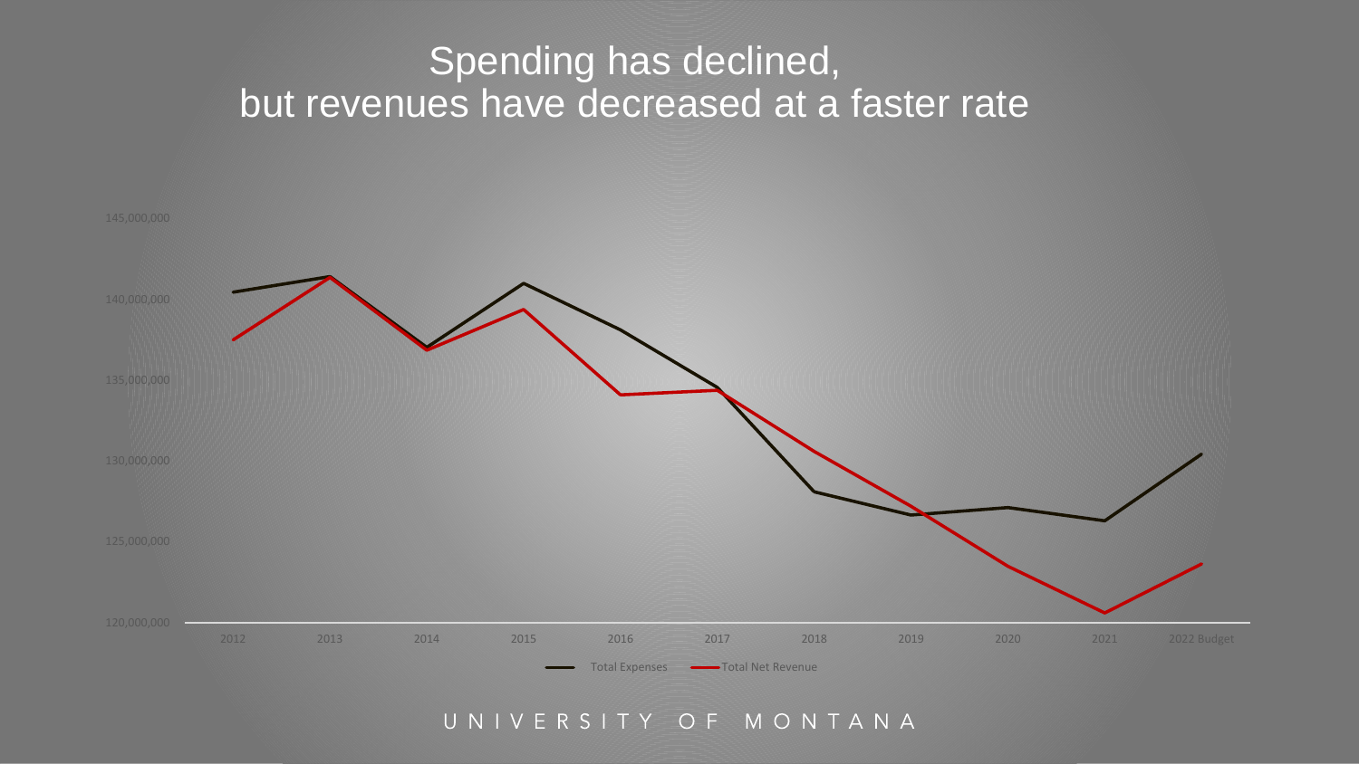# Spending has declined, but revenues have decreased at a faster rate

145,000,000

140,000,000

135,000,000

130,000,000

125,000,000

120,000,000

2012 2013 2014 2015 2016 2017 2018 2019 2020 2021 2022 Budget

Total Expenses  Total Net Revenue

UNIVERSITY OF MONTANA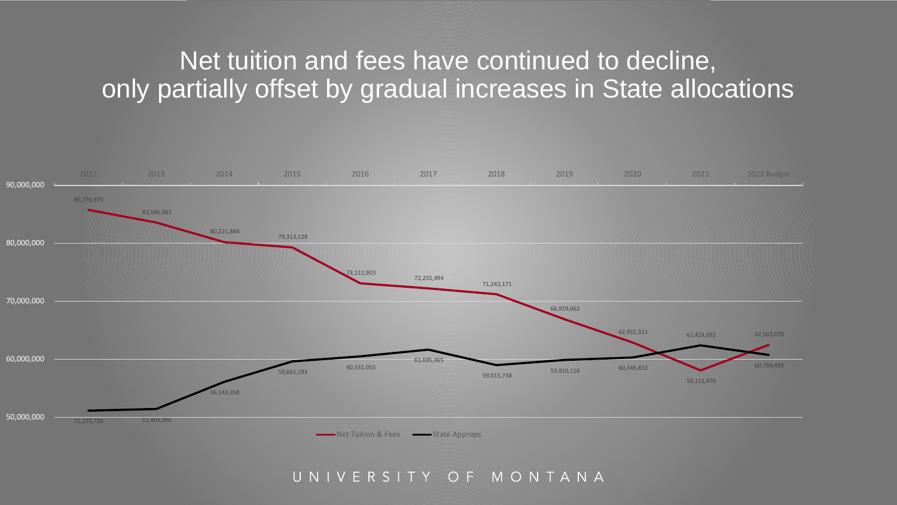# Net tuition and fees have continued to decline, only partially offset by gradual increases in State allocations

| | 2012 | 2013 | 2014 | 2015 | 2016 | 2017 | 2018 | 2019 | 2020 | 2021 | 2022 Budget |
|---|---|---|---|---|---|---|---|---|---|---|---|
| Net Tuition & Fees | 85,776,975 | 83,596,081 | 80,221,884 | 79,313,128 | 73,112,903 | 72,255,494 | 71,243,171 | 66,929,662 | 62,931,311 | 58,111,476 | 62,503,078 |
| State Approps | 51,170,738 | 51,463,096 | 56,143,358 | 59,661,193 | 60,531,055 | 61,695,465 | 59,015,738 | 59,910,116 | 60,346,832 | 62,424,692 | 60,784,492 |

UNIVERSITY OF MONTANA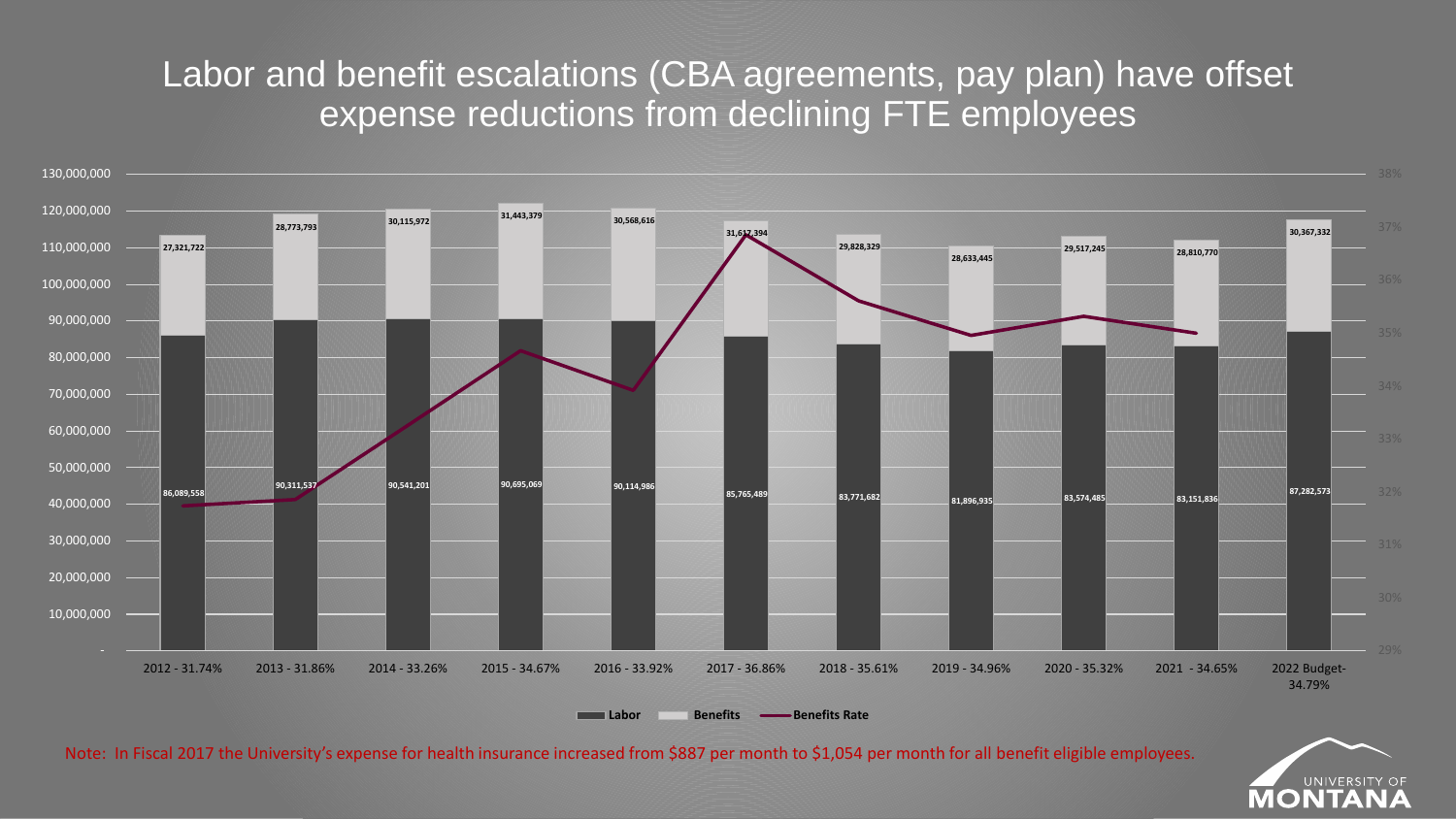# Labor and benefit escalations (CBA agreements, pay plan) have offset expense reductions from declining FTE employees

| Year - Benefits Rate | Labor | Benefits |
| --- | --- | --- |
| 2012 - 31.74% | 86,089,558 | 27,321,722 |
| 2013 - 31.86% | 90,311,537 | 28,773,793 |
| 2014 - 33.26% | 90,541,201 | 30,115,972 |
| 2015 - 34.67% | 90,695,069 | 31,443,379 |
| 2016 - 33.92% | 90,114,986 | 30,568,616 |
| 2017 - 36.86% | 85,765,489 | 31,617,394 |
| 2018 - 35.61% | 83,771,682 | 29,828,329 |
| 2019 - 34.96% | 81,896,935 | 28,633,445 |
| 2020 - 35.32% | 83,574,485 | 29,517,245 |
| 2021 - 34.65% | 83,151,836 | 28,810,770 |
| 2022 Budget- 34.79% | 87,282,573 | 30,367,332 |

Legend: Labor, Benefits, Benefits Rate

Note: In Fiscal 2017 the University's expense for health insurance increased from $887 per month to $1,054 per month for all benefit eligible employees.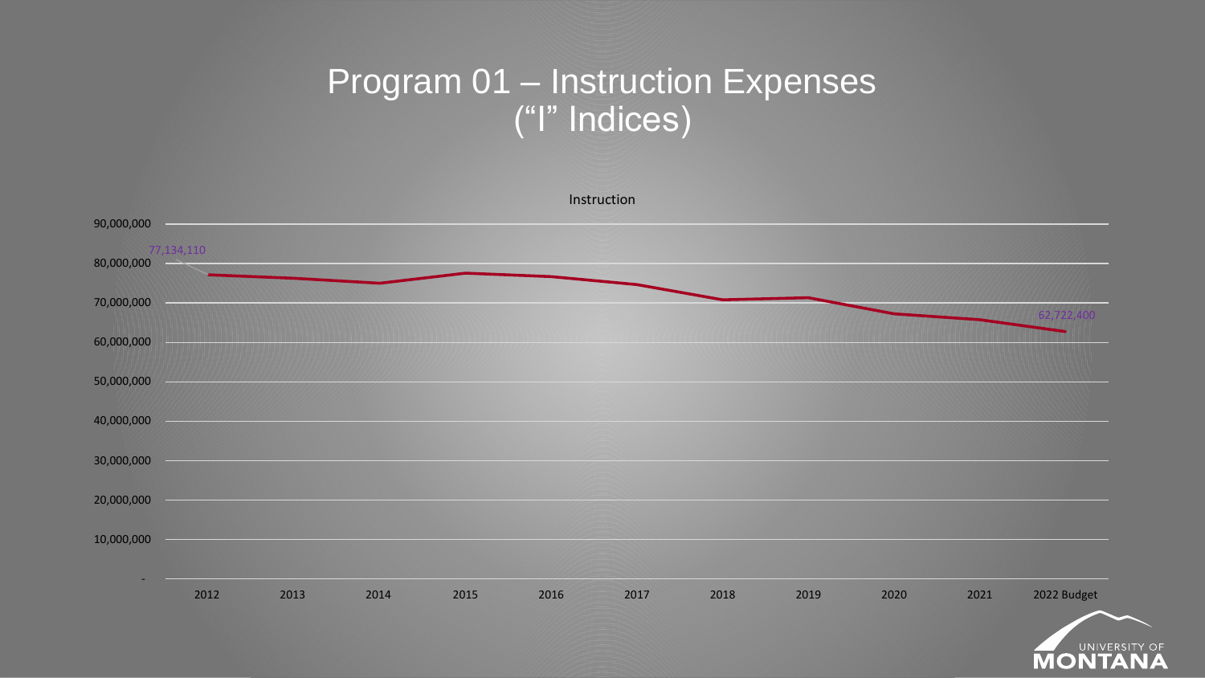# Program 01 – Instruction Expenses ("I" Indices)

Instruction

| Year | Value |
|---|---|
| 2012 | 77,134,110 |
| 2022 Budget | 62,722,400 |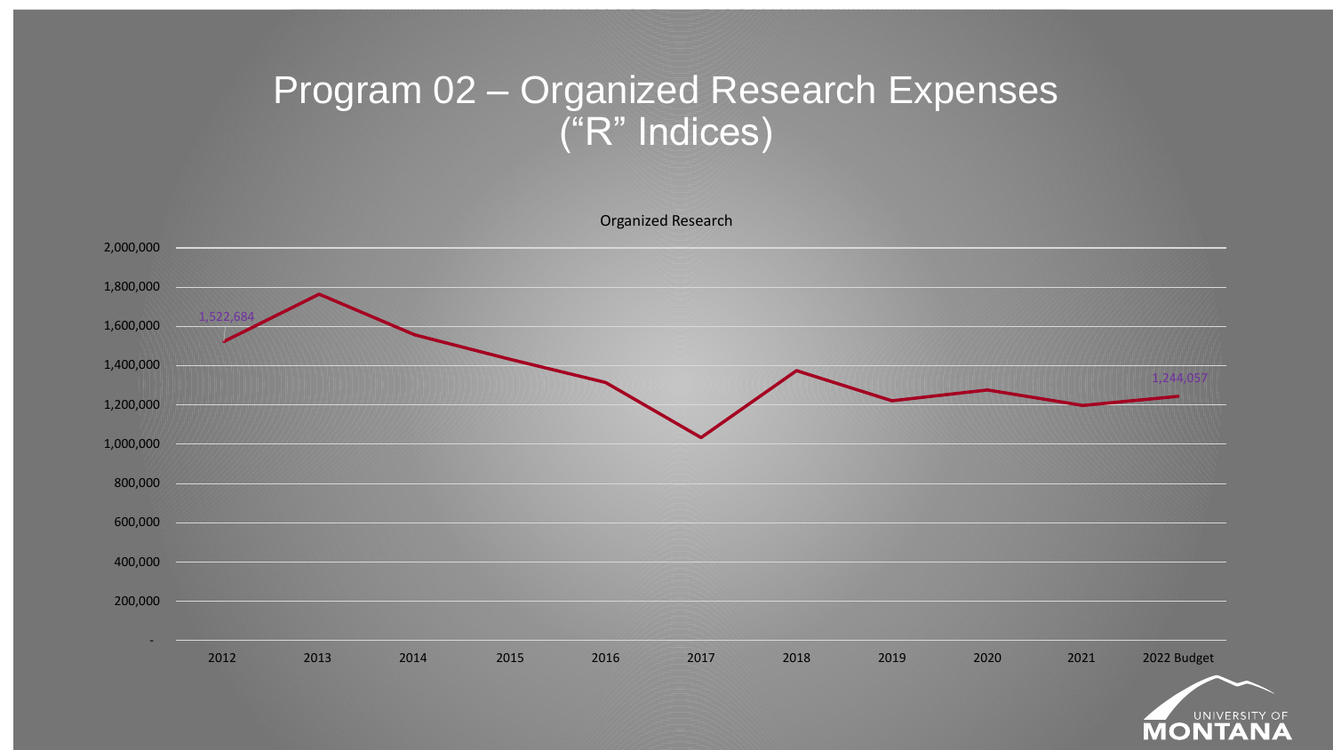# Program 02 – Organized Research Expenses ("R" Indices)

Organized Research

| Year | Value |
|---|---|
| 2012 | 1,522,684 |
| 2022 Budget | 1,244,057 |

2,000,000
1,800,000
1,600,000
1,400,000
1,200,000
1,000,000
800,000
600,000
400,000
200,000
-

2012 2013 2014 2015 2016 2017 2018 2019 2020 2021 2022 Budget

UNIVERSITY OF MONTANA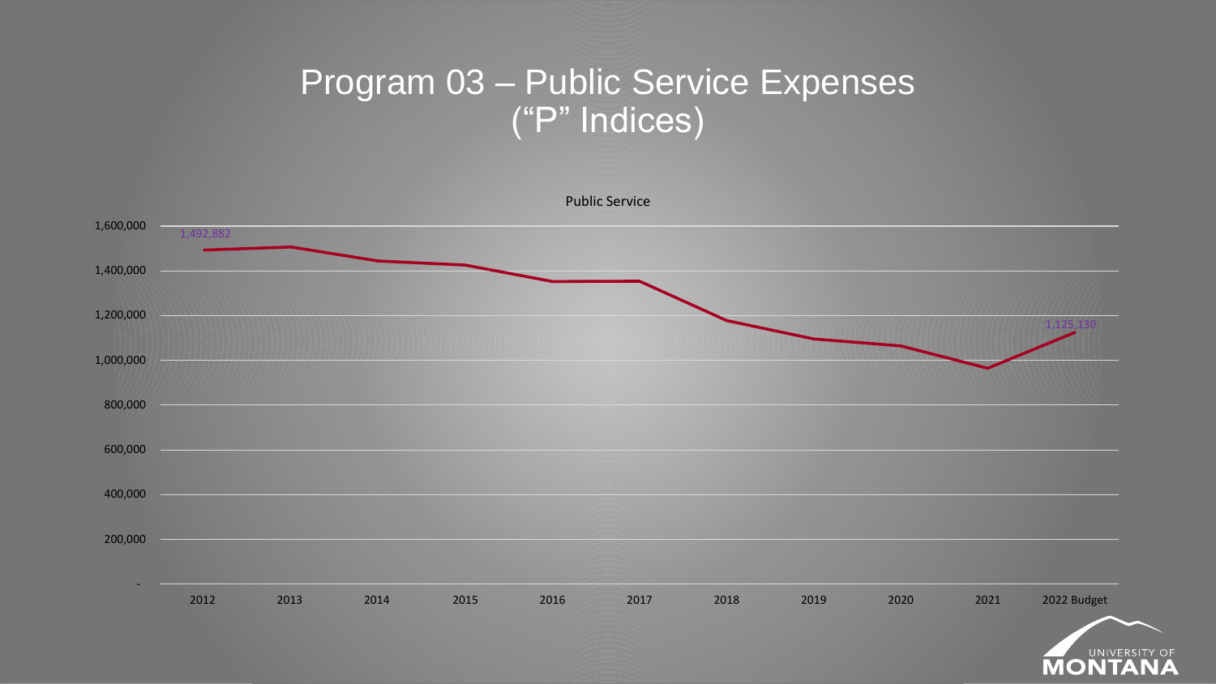# Program 03 – Public Service Expenses ("P" Indices)

Public Service

1,492,882

1,125,130

1,600,000
1,400,000
1,200,000
1,000,000
800,000
600,000
400,000
200,000
-

2012 2013 2014 2015 2016 2017 2018 2019 2020 2021 2022 Budget

UNIVERSITY OF MONTANA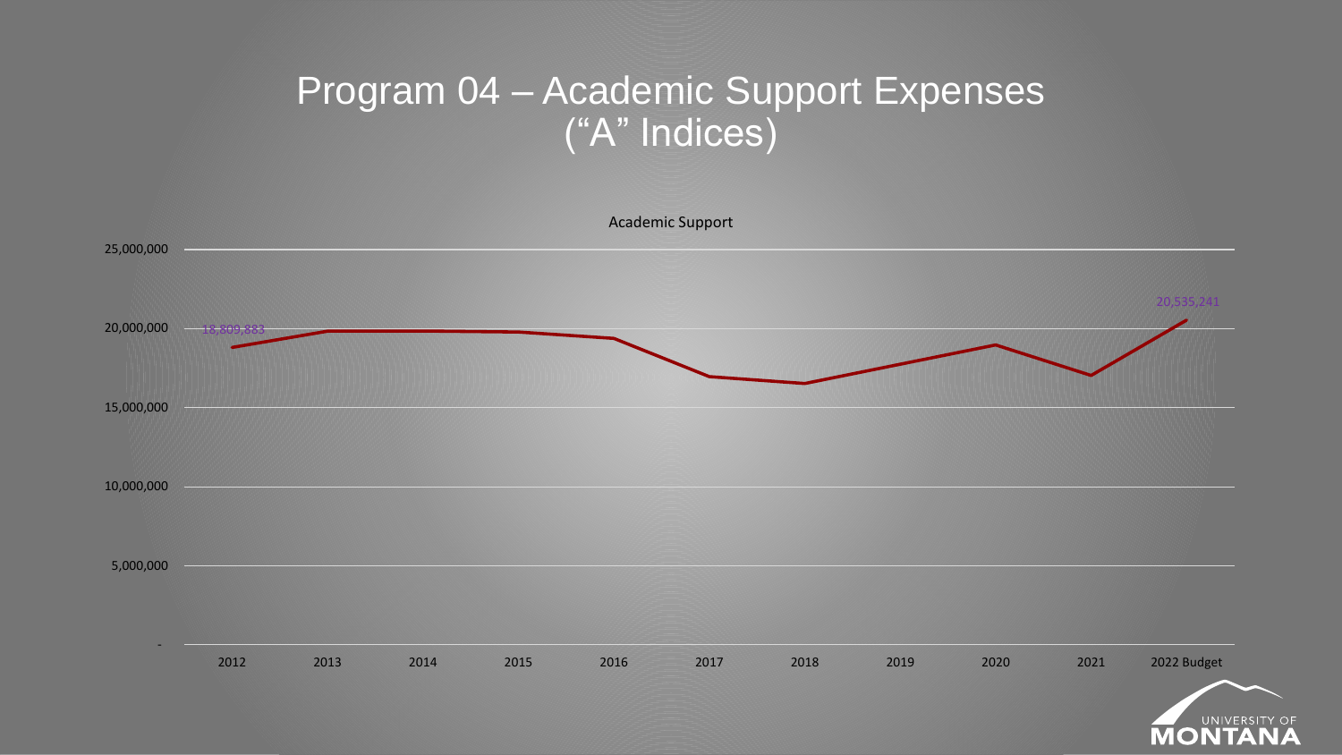# Program 04 – Academic Support Expenses ("A" Indices)

Academic Support

| Year | Value |
|---|---|
| 2012 | 18,809,883 |
| 2022 Budget | 20,535,241 |

Y-axis: -, 5,000,000, 10,000,000, 15,000,000, 20,000,000, 25,000,000

X-axis: 2012, 2013, 2014, 2015, 2016, 2017, 2018, 2019, 2020, 2021, 2022 Budget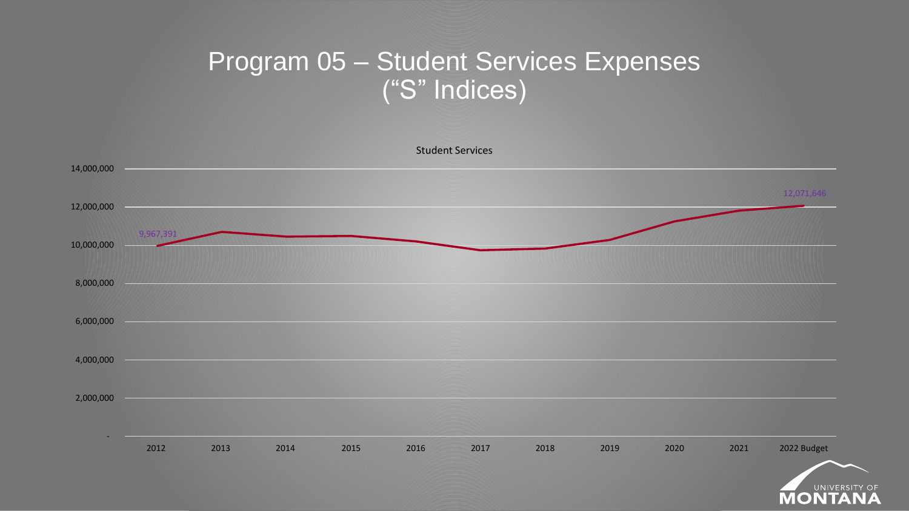# Program 05 – Student Services Expenses ("S" Indices)

Student Services

| Year | Amount |
|---|---|
| 2012 | 9,967,391 |
| 2022 Budget | 12,071,646 |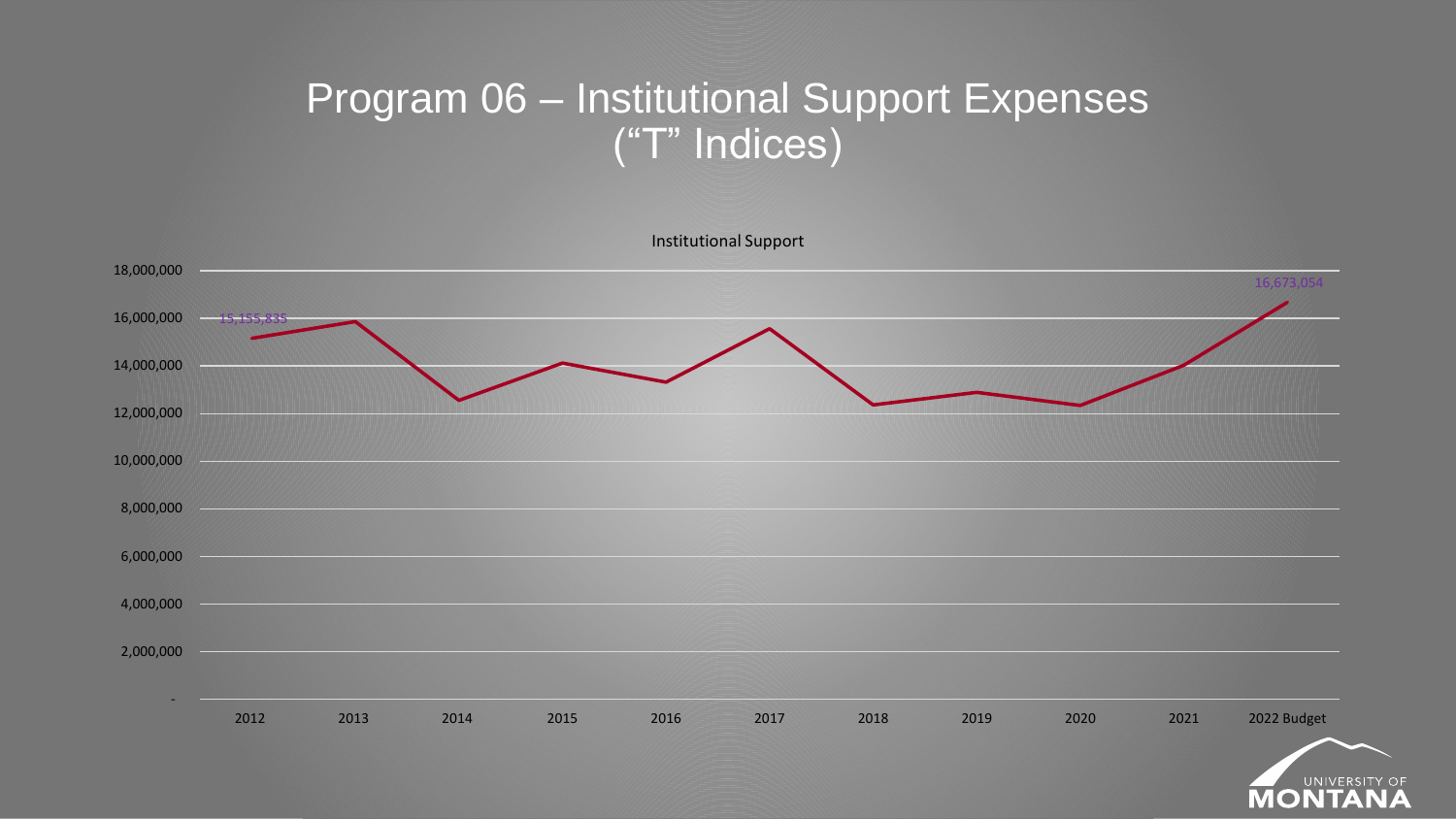# Program 06 – Institutional Support Expenses ("T" Indices)

Institutional Support

| Year | Amount |
|---|---|
| 2012 | 15,155,835 |
| 2022 Budget | 16,673,054 |

18,000,000
16,000,000
14,000,000
12,000,000
10,000,000
8,000,000
6,000,000
4,000,000
2,000,000
-

2012 2013 2014 2015 2016 2017 2018 2019 2020 2021 2022 Budget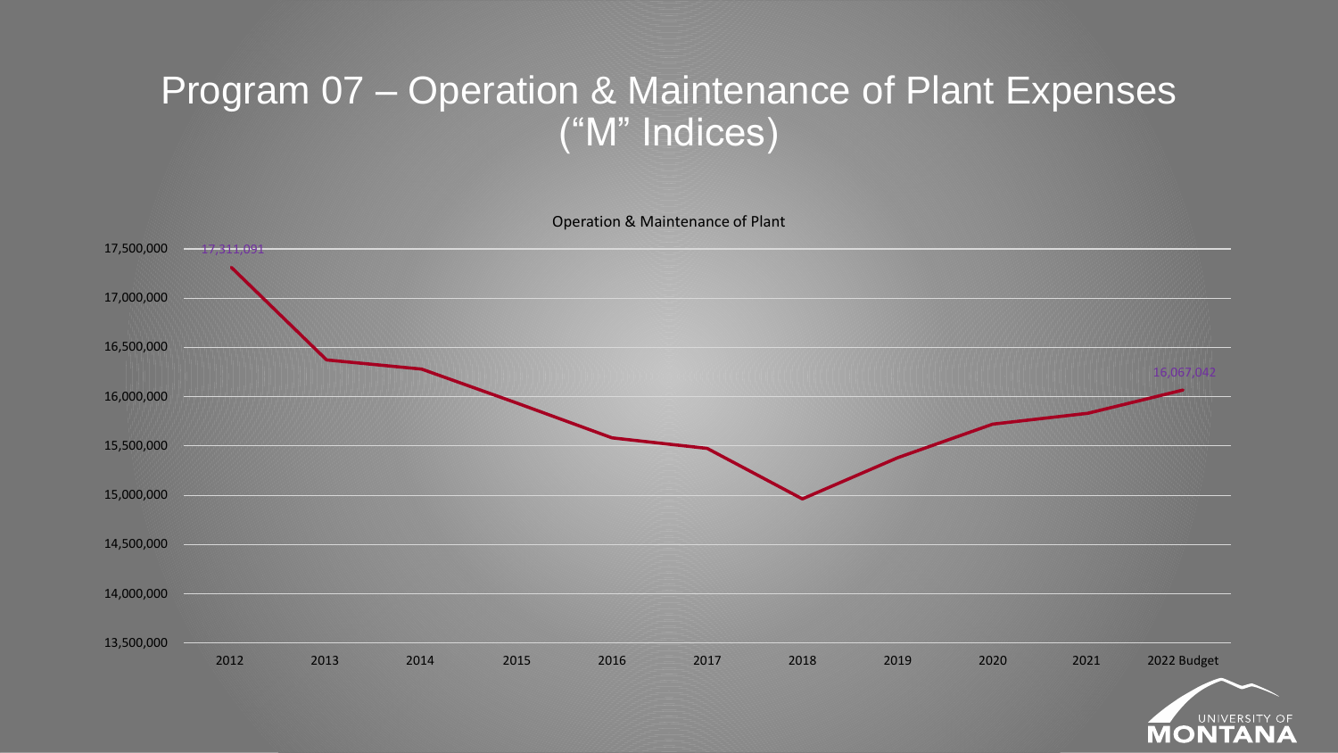# Program 07 – Operation & Maintenance of Plant Expenses ("M" Indices)

Operation & Maintenance of Plant

17,311,091

16,067,042

17,500,000
17,000,000
16,500,000
16,000,000
15,500,000
15,000,000
14,500,000
14,000,000
13,500,000

2012 2013 2014 2015 2016 2017 2018 2019 2020 2021 2022 Budget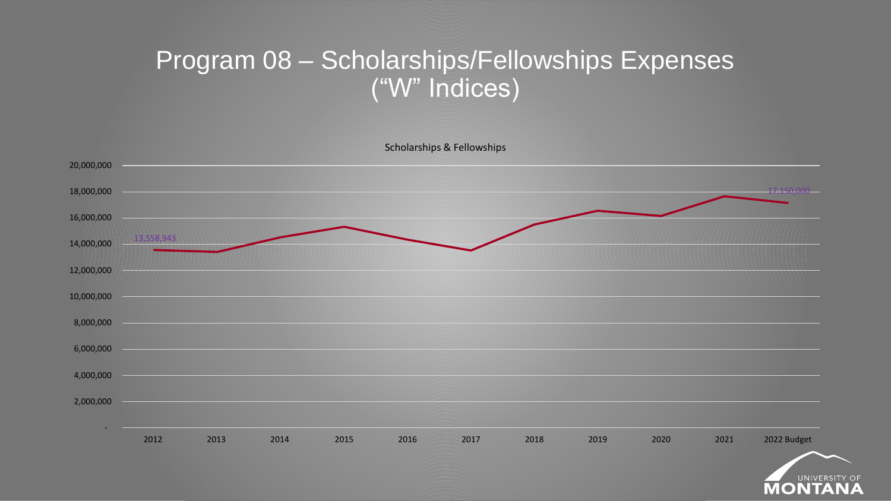# Program 08 – Scholarships/Fellowships Expenses ("W" Indices)

Scholarships & Fellowships

20,000,000
18,000,000
16,000,000
14,000,000
12,000,000
10,000,000
8,000,000
6,000,000
4,000,000
2,000,000
-

13,558,943

17,150,000

2012 2013 2014 2015 2016 2017 2018 2019 2020 2021 2022 Budget

UNIVERSITY OF MONTANA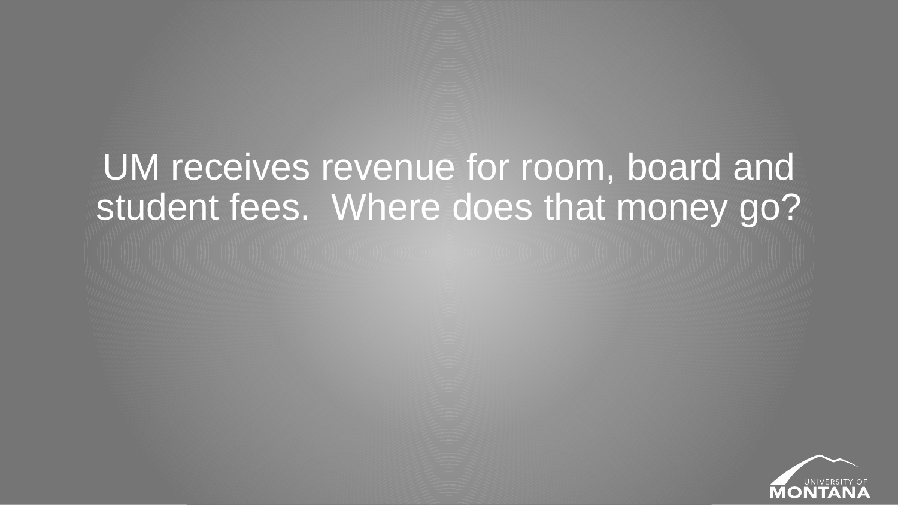UM receives revenue for room, board and student fees. Where does that money go?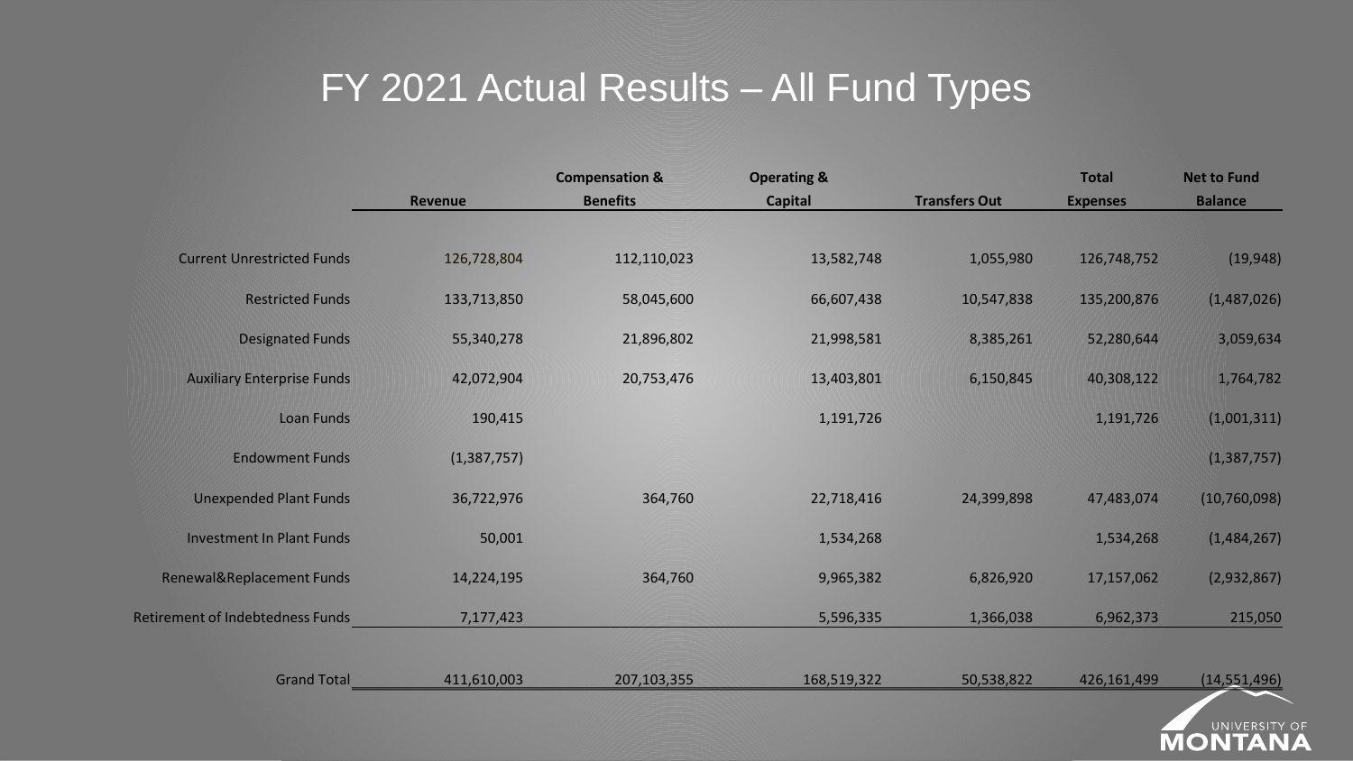# FY 2021 Actual Results – All Fund Types

| | Revenue | Compensation & Benefits | Operating & Capital | Transfers Out | Total Expenses | Net to Fund Balance |
|---|---|---|---|---|---|---|
| Current Unrestricted Funds | 126,728,804 | 112,110,023 | 13,582,748 | 1,055,980 | 126,748,752 | (19,948) |
| Restricted Funds | 133,713,850 | 58,045,600 | 66,607,438 | 10,547,838 | 135,200,876 | (1,487,026) |
| Designated Funds | 55,340,278 | 21,896,802 | 21,998,581 | 8,385,261 | 52,280,644 | 3,059,634 |
| Auxiliary Enterprise Funds | 42,072,904 | 20,753,476 | 13,403,801 | 6,150,845 | 40,308,122 | 1,764,782 |
| Loan Funds | 190,415 | | 1,191,726 | | 1,191,726 | (1,001,311) |
| Endowment Funds | (1,387,757) | | | | | (1,387,757) |
| Unexpended Plant Funds | 36,722,976 | 364,760 | 22,718,416 | 24,399,898 | 47,483,074 | (10,760,098) |
| Investment In Plant Funds | 50,001 | | 1,534,268 | | 1,534,268 | (1,484,267) |
| Renewal&Replacement Funds | 14,224,195 | 364,760 | 9,965,382 | 6,826,920 | 17,157,062 | (2,932,867) |
| Retirement of Indebtedness Funds | 7,177,423 | | 5,596,335 | 1,366,038 | 6,962,373 | 215,050 |
| Grand Total | 411,610,003 | 207,103,355 | 168,519,322 | 50,538,822 | 426,161,499 | (14,551,496) |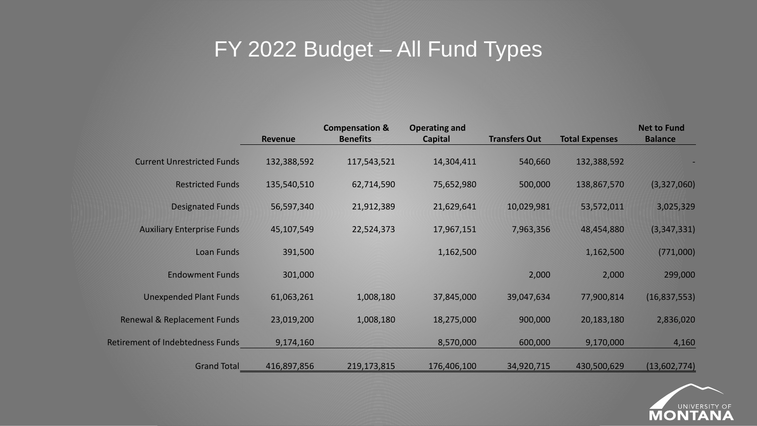# FY 2022 Budget – All Fund Types

| | Revenue | Compensation & Benefits | Operating and Capital | Transfers Out | Total Expenses | Net to Fund Balance |
|---|---|---|---|---|---|---|
| Current Unrestricted Funds | 132,388,592 | 117,543,521 | 14,304,411 | 540,660 | 132,388,592 | - |
| Restricted Funds | 135,540,510 | 62,714,590 | 75,652,980 | 500,000 | 138,867,570 | (3,327,060) |
| Designated Funds | 56,597,340 | 21,912,389 | 21,629,641 | 10,029,981 | 53,572,011 | 3,025,329 |
| Auxiliary Enterprise Funds | 45,107,549 | 22,524,373 | 17,967,151 | 7,963,356 | 48,454,880 | (3,347,331) |
| Loan Funds | 391,500 | | 1,162,500 | | 1,162,500 | (771,000) |
| Endowment Funds | 301,000 | | | 2,000 | 2,000 | 299,000 |
| Unexpended Plant Funds | 61,063,261 | 1,008,180 | 37,845,000 | 39,047,634 | 77,900,814 | (16,837,553) |
| Renewal & Replacement Funds | 23,019,200 | 1,008,180 | 18,275,000 | 900,000 | 20,183,180 | 2,836,020 |
| Retirement of Indebtedness Funds | 9,174,160 | | 8,570,000 | 600,000 | 9,170,000 | 4,160 |
| Grand Total | 416,897,856 | 219,173,815 | 176,406,100 | 34,920,715 | 430,500,629 | (13,602,774) |

UNIVERSITY OF MONTANA